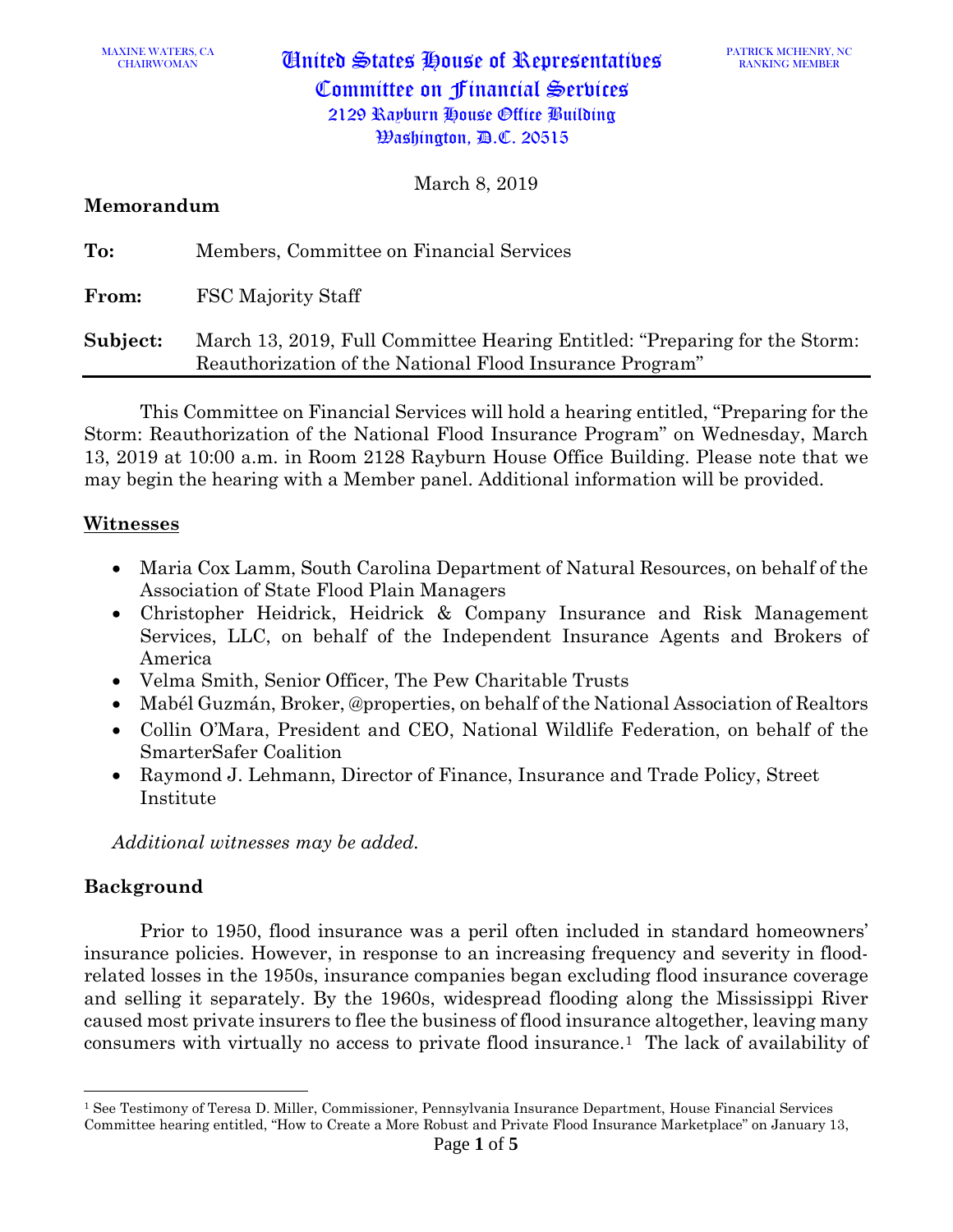MAXINE WATERS, CA
CHAIRWOMAN

# United States House of Representatives
# Committee on Financial Services
2129 Rayburn House Office Building
Washington, D.C. 20515

PATRICK MCHENRY, NC
RANKING MEMBER

March 8, 2019

**Memorandum**

| | |
|---|---|
| **To:** | Members, Committee on Financial Services |
| **From:** | FSC Majority Staff |
| **Subject:** | March 13, 2019, Full Committee Hearing Entitled: "Preparing for the Storm: Reauthorization of the National Flood Insurance Program" |

This Committee on Financial Services will hold a hearing entitled, "Preparing for the Storm: Reauthorization of the National Flood Insurance Program" on Wednesday, March 13, 2019 at 10:00 a.m. in Room 2128 Rayburn House Office Building. Please note that we may begin the hearing with a Member panel. Additional information will be provided.

## Witnesses

- Maria Cox Lamm, South Carolina Department of Natural Resources, on behalf of the Association of State Flood Plain Managers
- Christopher Heidrick, Heidrick & Company Insurance and Risk Management Services, LLC, on behalf of the Independent Insurance Agents and Brokers of America
- Velma Smith, Senior Officer, The Pew Charitable Trusts
- Mabél Guzmán, Broker, @properties, on behalf of the National Association of Realtors
- Collin O'Mara, President and CEO, National Wildlife Federation, on behalf of the SmarterSafer Coalition
- Raymond J. Lehmann, Director of Finance, Insurance and Trade Policy, Street Institute

*Additional witnesses may be added.*

## Background

Prior to 1950, flood insurance was a peril often included in standard homeowners' insurance policies. However, in response to an increasing frequency and severity in flood-related losses in the 1950s, insurance companies began excluding flood insurance coverage and selling it separately. By the 1960s, widespread flooding along the Mississippi River caused most private insurers to flee the business of flood insurance altogether, leaving many consumers with virtually no access to private flood insurance.[1] The lack of availability of

[1] See Testimony of Teresa D. Miller, Commissioner, Pennsylvania Insurance Department, House Financial Services Committee hearing entitled, "How to Create a More Robust and Private Flood Insurance Marketplace" on January 13,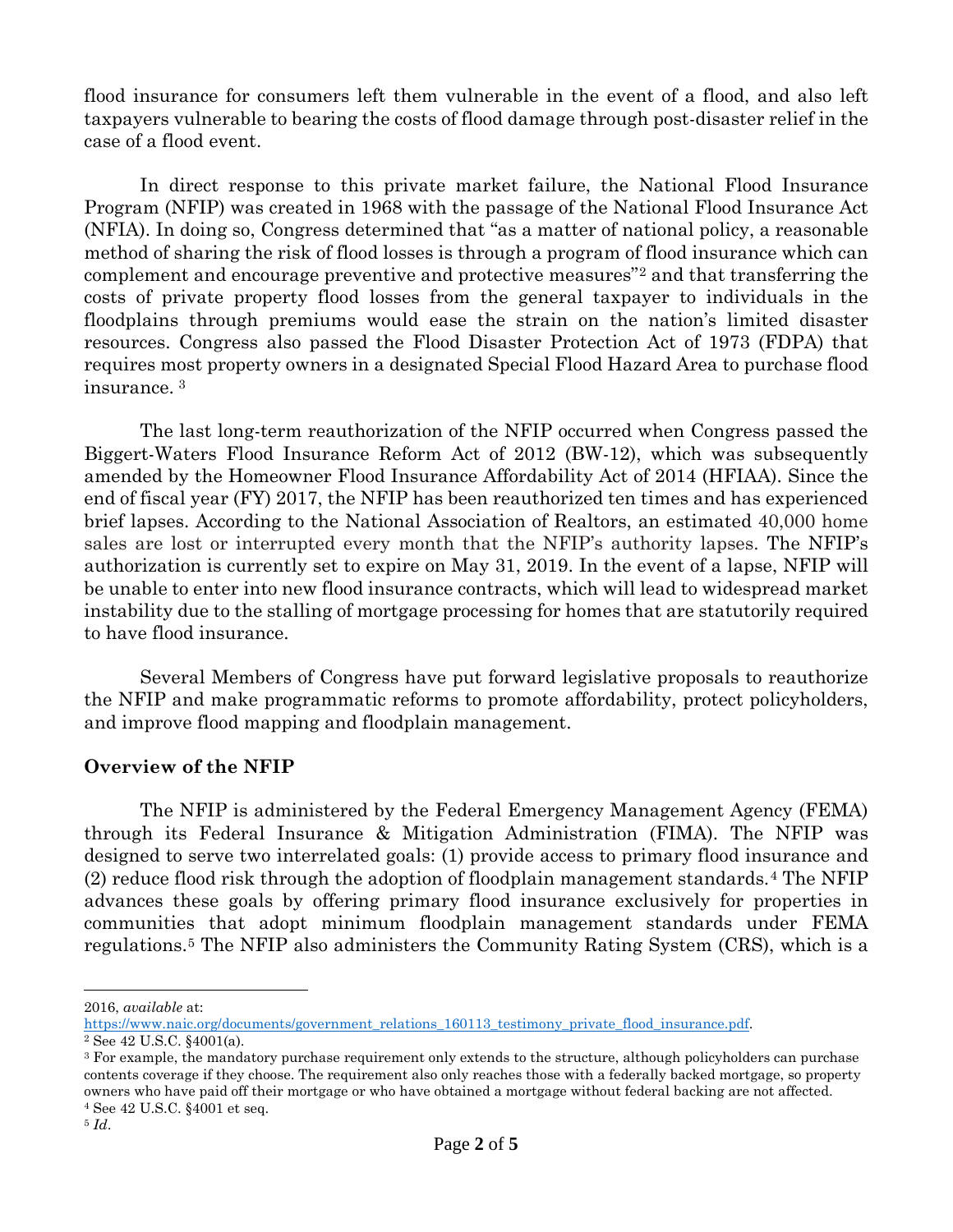flood insurance for consumers left them vulnerable in the event of a flood, and also left taxpayers vulnerable to bearing the costs of flood damage through post-disaster relief in the case of a flood event.

In direct response to this private market failure, the National Flood Insurance Program (NFIP) was created in 1968 with the passage of the National Flood Insurance Act (NFIA). In doing so, Congress determined that "as a matter of national policy, a reasonable method of sharing the risk of flood losses is through a program of flood insurance which can complement and encourage preventive and protective measures"[2] and that transferring the costs of private property flood losses from the general taxpayer to individuals in the floodplains through premiums would ease the strain on the nation's limited disaster resources. Congress also passed the Flood Disaster Protection Act of 1973 (FDPA) that requires most property owners in a designated Special Flood Hazard Area to purchase flood insurance. [3]

The last long-term reauthorization of the NFIP occurred when Congress passed the Biggert-Waters Flood Insurance Reform Act of 2012 (BW-12), which was subsequently amended by the Homeowner Flood Insurance Affordability Act of 2014 (HFIAA). Since the end of fiscal year (FY) 2017, the NFIP has been reauthorized ten times and has experienced brief lapses. According to the National Association of Realtors, an estimated 40,000 home sales are lost or interrupted every month that the NFIP's authority lapses. The NFIP's authorization is currently set to expire on May 31, 2019. In the event of a lapse, NFIP will be unable to enter into new flood insurance contracts, which will lead to widespread market instability due to the stalling of mortgage processing for homes that are statutorily required to have flood insurance.

Several Members of Congress have put forward legislative proposals to reauthorize the NFIP and make programmatic reforms to promote affordability, protect policyholders, and improve flood mapping and floodplain management.

## Overview of the NFIP

The NFIP is administered by the Federal Emergency Management Agency (FEMA) through its Federal Insurance & Mitigation Administration (FIMA). The NFIP was designed to serve two interrelated goals: (1) provide access to primary flood insurance and (2) reduce flood risk through the adoption of floodplain management standards.[4] The NFIP advances these goals by offering primary flood insurance exclusively for properties in communities that adopt minimum floodplain management standards under FEMA regulations.[5] The NFIP also administers the Community Rating System (CRS), which is a

---

2016, *available* at: https://www.naic.org/documents/government_relations_160113_testimony_private_flood_insurance.pdf.

[2] See 42 U.S.C. §4001(a).

[3] For example, the mandatory purchase requirement only extends to the structure, although policyholders can purchase contents coverage if they choose. The requirement also only reaches those with a federally backed mortgage, so property owners who have paid off their mortgage or who have obtained a mortgage without federal backing are not affected.

[4] See 42 U.S.C. §4001 et seq.

[5] *Id*.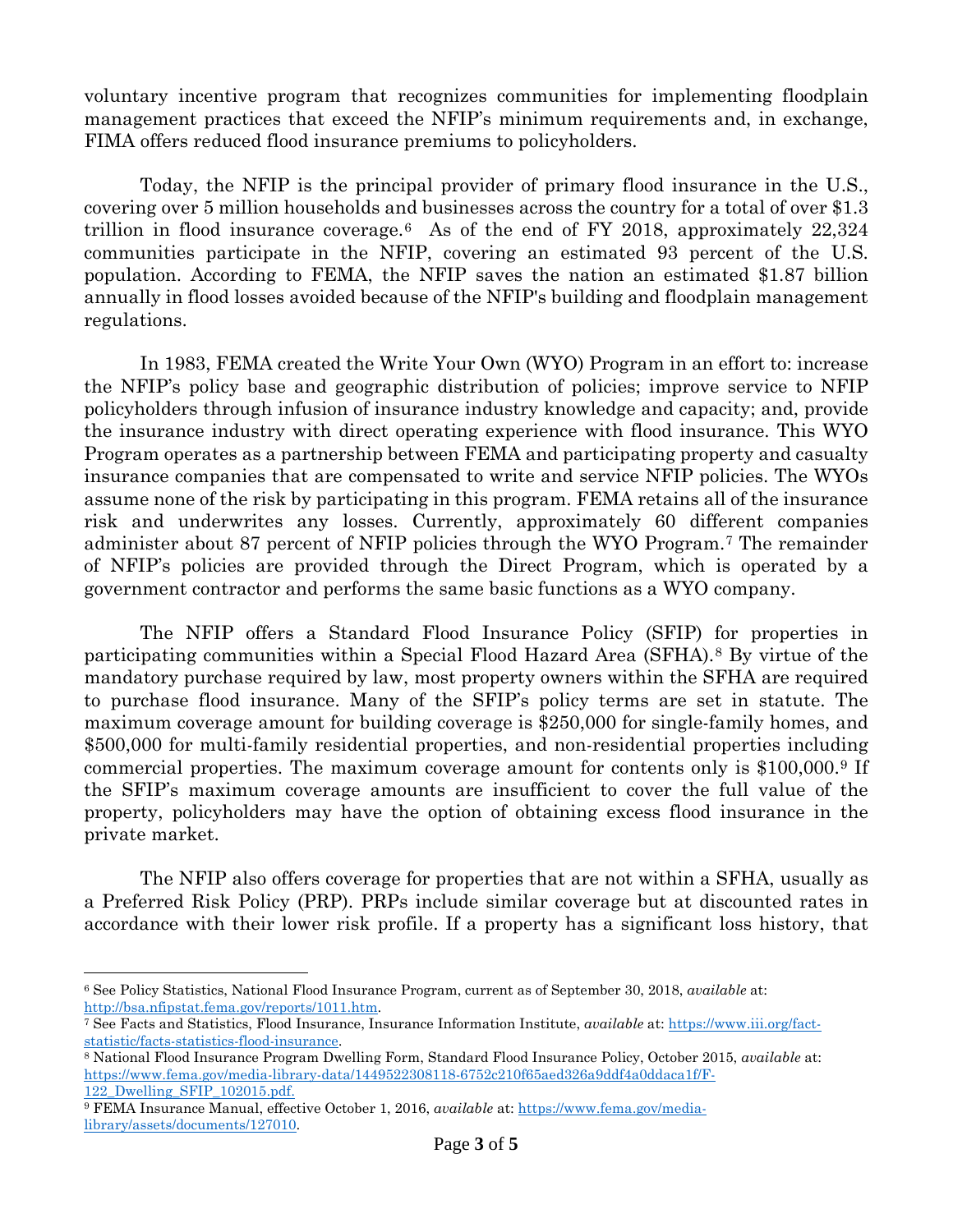voluntary incentive program that recognizes communities for implementing floodplain management practices that exceed the NFIP's minimum requirements and, in exchange, FIMA offers reduced flood insurance premiums to policyholders.

Today, the NFIP is the principal provider of primary flood insurance in the U.S., covering over 5 million households and businesses across the country for a total of over $1.3 trillion in flood insurance coverage.[6] As of the end of FY 2018, approximately 22,324 communities participate in the NFIP, covering an estimated 93 percent of the U.S. population. According to FEMA, the NFIP saves the nation an estimated $1.87 billion annually in flood losses avoided because of the NFIP's building and floodplain management regulations.

In 1983, FEMA created the Write Your Own (WYO) Program in an effort to: increase the NFIP's policy base and geographic distribution of policies; improve service to NFIP policyholders through infusion of insurance industry knowledge and capacity; and, provide the insurance industry with direct operating experience with flood insurance. This WYO Program operates as a partnership between FEMA and participating property and casualty insurance companies that are compensated to write and service NFIP policies. The WYOs assume none of the risk by participating in this program. FEMA retains all of the insurance risk and underwrites any losses. Currently, approximately 60 different companies administer about 87 percent of NFIP policies through the WYO Program.[7] The remainder of NFIP's policies are provided through the Direct Program, which is operated by a government contractor and performs the same basic functions as a WYO company.

The NFIP offers a Standard Flood Insurance Policy (SFIP) for properties in participating communities within a Special Flood Hazard Area (SFHA).[8] By virtue of the mandatory purchase required by law, most property owners within the SFHA are required to purchase flood insurance. Many of the SFIP's policy terms are set in statute. The maximum coverage amount for building coverage is $250,000 for single-family homes, and $500,000 for multi-family residential properties, and non-residential properties including commercial properties. The maximum coverage amount for contents only is $100,000.[9] If the SFIP's maximum coverage amounts are insufficient to cover the full value of the property, policyholders may have the option of obtaining excess flood insurance in the private market.

The NFIP also offers coverage for properties that are not within a SFHA, usually as a Preferred Risk Policy (PRP). PRPs include similar coverage but at discounted rates in accordance with their lower risk profile. If a property has a significant loss history, that

---

[6] See Policy Statistics, National Flood Insurance Program, current as of September 30, 2018, *available* at: http://bsa.nfipstat.fema.gov/reports/1011.htm.

[7] See Facts and Statistics, Flood Insurance, Insurance Information Institute, *available* at: https://www.iii.org/fact-statistic/facts-statistics-flood-insurance.

[8] National Flood Insurance Program Dwelling Form, Standard Flood Insurance Policy, October 2015, *available* at: https://www.fema.gov/media-library-data/1449522308118-6752c210f65aed326a9ddf4a0ddaca1f/F-122_Dwelling_SFIP_102015.pdf.

[9] FEMA Insurance Manual, effective October 1, 2016, *available* at: https://www.fema.gov/media-library/assets/documents/127010.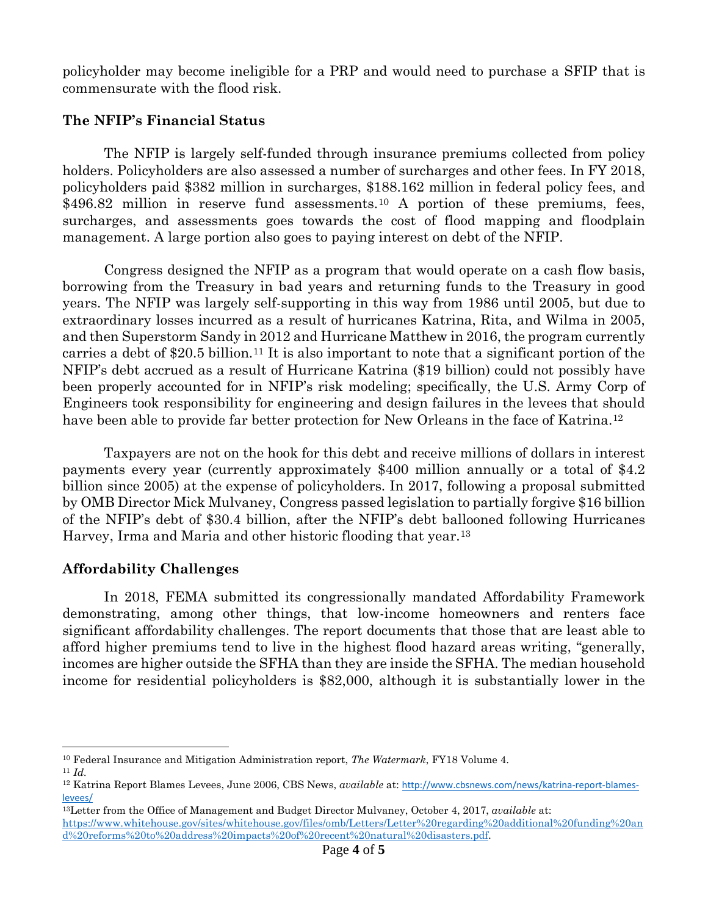policyholder may become ineligible for a PRP and would need to purchase a SFIP that is commensurate with the flood risk.

### The NFIP's Financial Status

The NFIP is largely self-funded through insurance premiums collected from policy holders. Policyholders are also assessed a number of surcharges and other fees. In FY 2018, policyholders paid $382 million in surcharges, $188.162 million in federal policy fees, and $496.82 million in reserve fund assessments.[10] A portion of these premiums, fees, surcharges, and assessments goes towards the cost of flood mapping and floodplain management. A large portion also goes to paying interest on debt of the NFIP.

Congress designed the NFIP as a program that would operate on a cash flow basis, borrowing from the Treasury in bad years and returning funds to the Treasury in good years. The NFIP was largely self-supporting in this way from 1986 until 2005, but due to extraordinary losses incurred as a result of hurricanes Katrina, Rita, and Wilma in 2005, and then Superstorm Sandy in 2012 and Hurricane Matthew in 2016, the program currently carries a debt of $20.5 billion.[11] It is also important to note that a significant portion of the NFIP's debt accrued as a result of Hurricane Katrina ($19 billion) could not possibly have been properly accounted for in NFIP's risk modeling; specifically, the U.S. Army Corp of Engineers took responsibility for engineering and design failures in the levees that should have been able to provide far better protection for New Orleans in the face of Katrina.[12]

Taxpayers are not on the hook for this debt and receive millions of dollars in interest payments every year (currently approximately $400 million annually or a total of $4.2 billion since 2005) at the expense of policyholders. In 2017, following a proposal submitted by OMB Director Mick Mulvaney, Congress passed legislation to partially forgive $16 billion of the NFIP's debt of $30.4 billion, after the NFIP's debt ballooned following Hurricanes Harvey, Irma and Maria and other historic flooding that year.[13]

### Affordability Challenges

In 2018, FEMA submitted its congressionally mandated Affordability Framework demonstrating, among other things, that low-income homeowners and renters face significant affordability challenges. The report documents that those that are least able to afford higher premiums tend to live in the highest flood hazard areas writing, "generally, incomes are higher outside the SFHA than they are inside the SFHA. The median household income for residential policyholders is $82,000, although it is substantially lower in the

---

[10] Federal Insurance and Mitigation Administration report, *The Watermark*, FY18 Volume 4.

[11] *Id.*

[12] Katrina Report Blames Levees, June 2006, CBS News, *available* at: http://www.cbsnews.com/news/katrina-report-blames-levees/

[13] Letter from the Office of Management and Budget Director Mulvaney, October 4, 2017, *available* at: https://www.whitehouse.gov/sites/whitehouse.gov/files/omb/Letters/Letter%20regarding%20additional%20funding%20and%20reforms%20to%20address%20impacts%20of%20recent%20natural%20disasters.pdf.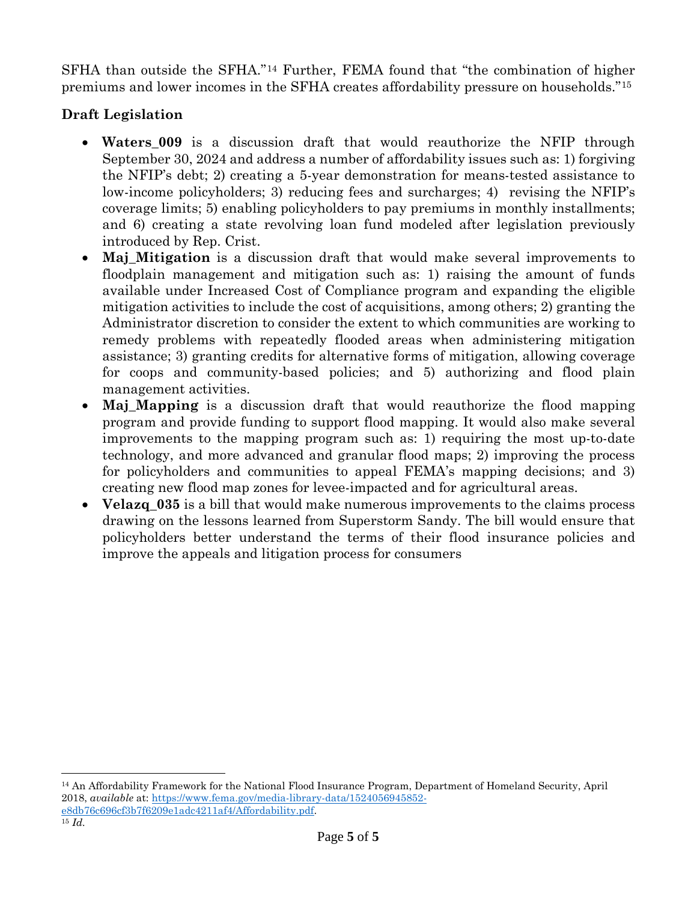SFHA than outside the SFHA."[14] Further, FEMA found that "the combination of higher premiums and lower incomes in the SFHA creates affordability pressure on households."[15]

**Draft Legislation**

- **Waters_009** is a discussion draft that would reauthorize the NFIP through September 30, 2024 and address a number of affordability issues such as: 1) forgiving the NFIP's debt; 2) creating a 5-year demonstration for means-tested assistance to low-income policyholders; 3) reducing fees and surcharges; 4) revising the NFIP's coverage limits; 5) enabling policyholders to pay premiums in monthly installments; and 6) creating a state revolving loan fund modeled after legislation previously introduced by Rep. Crist.
- **Maj_Mitigation** is a discussion draft that would make several improvements to floodplain management and mitigation such as: 1) raising the amount of funds available under Increased Cost of Compliance program and expanding the eligible mitigation activities to include the cost of acquisitions, among others; 2) granting the Administrator discretion to consider the extent to which communities are working to remedy problems with repeatedly flooded areas when administering mitigation assistance; 3) granting credits for alternative forms of mitigation, allowing coverage for coops and community-based policies; and 5) authorizing and flood plain management activities.
- **Maj_Mapping** is a discussion draft that would reauthorize the flood mapping program and provide funding to support flood mapping. It would also make several improvements to the mapping program such as: 1) requiring the most up-to-date technology, and more advanced and granular flood maps; 2) improving the process for policyholders and communities to appeal FEMA's mapping decisions; and 3) creating new flood map zones for levee-impacted and for agricultural areas.
- **Velazq_035** is a bill that would make numerous improvements to the claims process drawing on the lessons learned from Superstorm Sandy. The bill would ensure that policyholders better understand the terms of their flood insurance policies and improve the appeals and litigation process for consumers

---

[14] An Affordability Framework for the National Flood Insurance Program, Department of Homeland Security, April 2018, *available* at: https://www.fema.gov/media-library-data/1524056945852-e8db76c696cf3b7f6209e1adc4211af4/Affordability.pdf.

[15] *Id.*